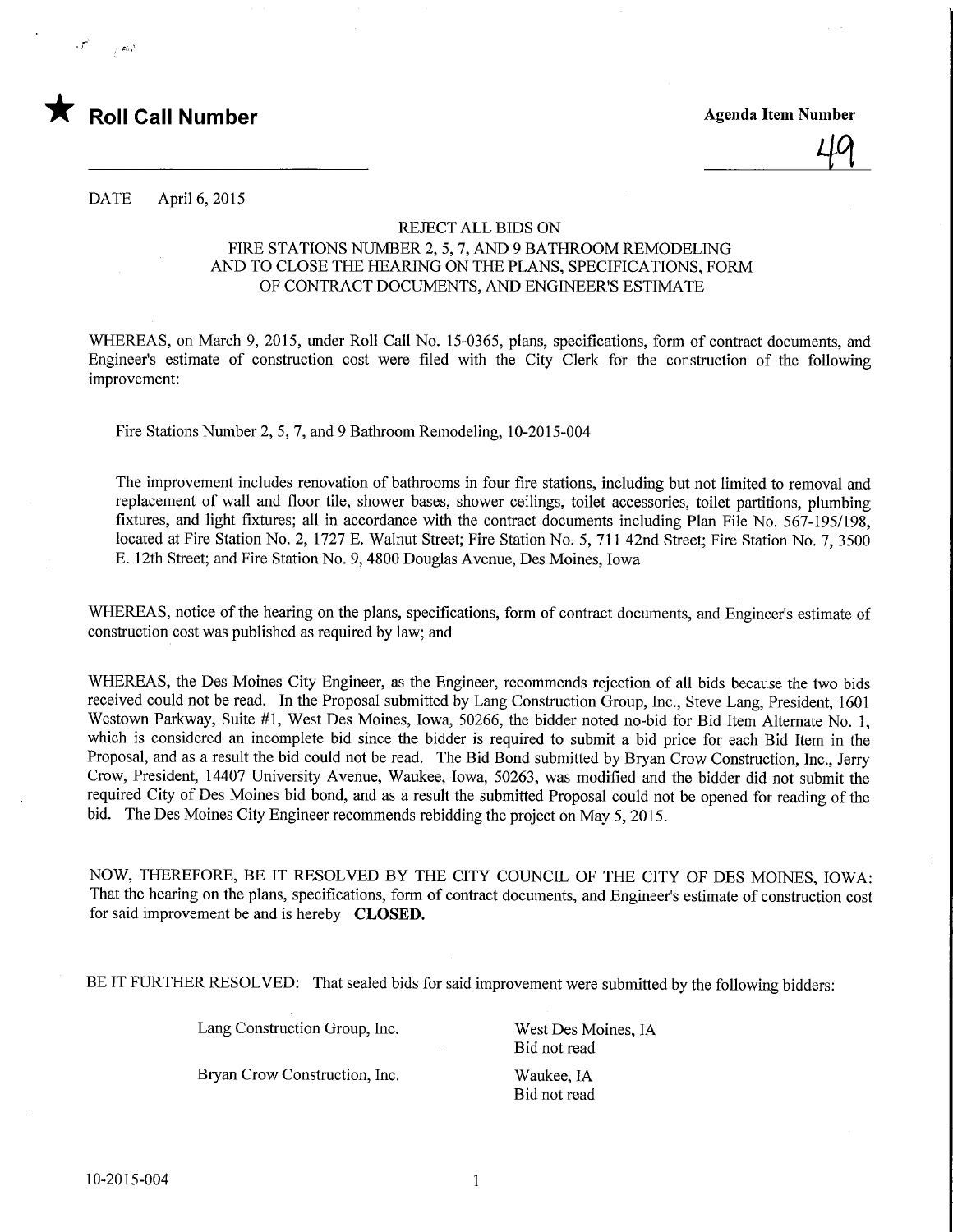★ **Roll Call Number**

**Agenda Item Number**

49

DATE April 6, 2015

REJECT ALL BIDS ON
FIRE STATIONS NUMBER 2, 5, 7, AND 9 BATHROOM REMODELING
AND TO CLOSE THE HEARING ON THE PLANS, SPECIFICATIONS, FORM
OF CONTRACT DOCUMENTS, AND ENGINEER'S ESTIMATE

WHEREAS, on March 9, 2015, under Roll Call No. 15-0365, plans, specifications, form of contract documents, and Engineer's estimate of construction cost were filed with the City Clerk for the construction of the following improvement:

Fire Stations Number 2, 5, 7, and 9 Bathroom Remodeling, 10-2015-004

The improvement includes renovation of bathrooms in four fire stations, including but not limited to removal and replacement of wall and floor tile, shower bases, shower ceilings, toilet accessories, toilet partitions, plumbing fixtures, and light fixtures; all in accordance with the contract documents including Plan File No. 567-195/198, located at Fire Station No. 2, 1727 E. Walnut Street; Fire Station No. 5, 711 42nd Street; Fire Station No. 7, 3500 E. 12th Street; and Fire Station No. 9, 4800 Douglas Avenue, Des Moines, Iowa

WHEREAS, notice of the hearing on the plans, specifications, form of contract documents, and Engineer's estimate of construction cost was published as required by law; and

WHEREAS, the Des Moines City Engineer, as the Engineer, recommends rejection of all bids because the two bids received could not be read. In the Proposal submitted by Lang Construction Group, Inc., Steve Lang, President, 1601 Westown Parkway, Suite #1, West Des Moines, Iowa, 50266, the bidder noted no-bid for Bid Item Alternate No. 1, which is considered an incomplete bid since the bidder is required to submit a bid price for each Bid Item in the Proposal, and as a result the bid could not be read. The Bid Bond submitted by Bryan Crow Construction, Inc., Jerry Crow, President, 14407 University Avenue, Waukee, Iowa, 50263, was modified and the bidder did not submit the required City of Des Moines bid bond, and as a result the submitted Proposal could not be opened for reading of the bid. The Des Moines City Engineer recommends rebidding the project on May 5, 2015.

NOW, THEREFORE, BE IT RESOLVED BY THE CITY COUNCIL OF THE CITY OF DES MOINES, IOWA: That the hearing on the plans, specifications, form of contract documents, and Engineer's estimate of construction cost for said improvement be and is hereby **CLOSED.**

BE IT FURTHER RESOLVED: That sealed bids for said improvement were submitted by the following bidders:

| | |
|---|---|
| Lang Construction Group, Inc. | West Des Moines, IA<br>Bid not read |
| Bryan Crow Construction, Inc. | Waukee, IA<br>Bid not read |

10-2015-004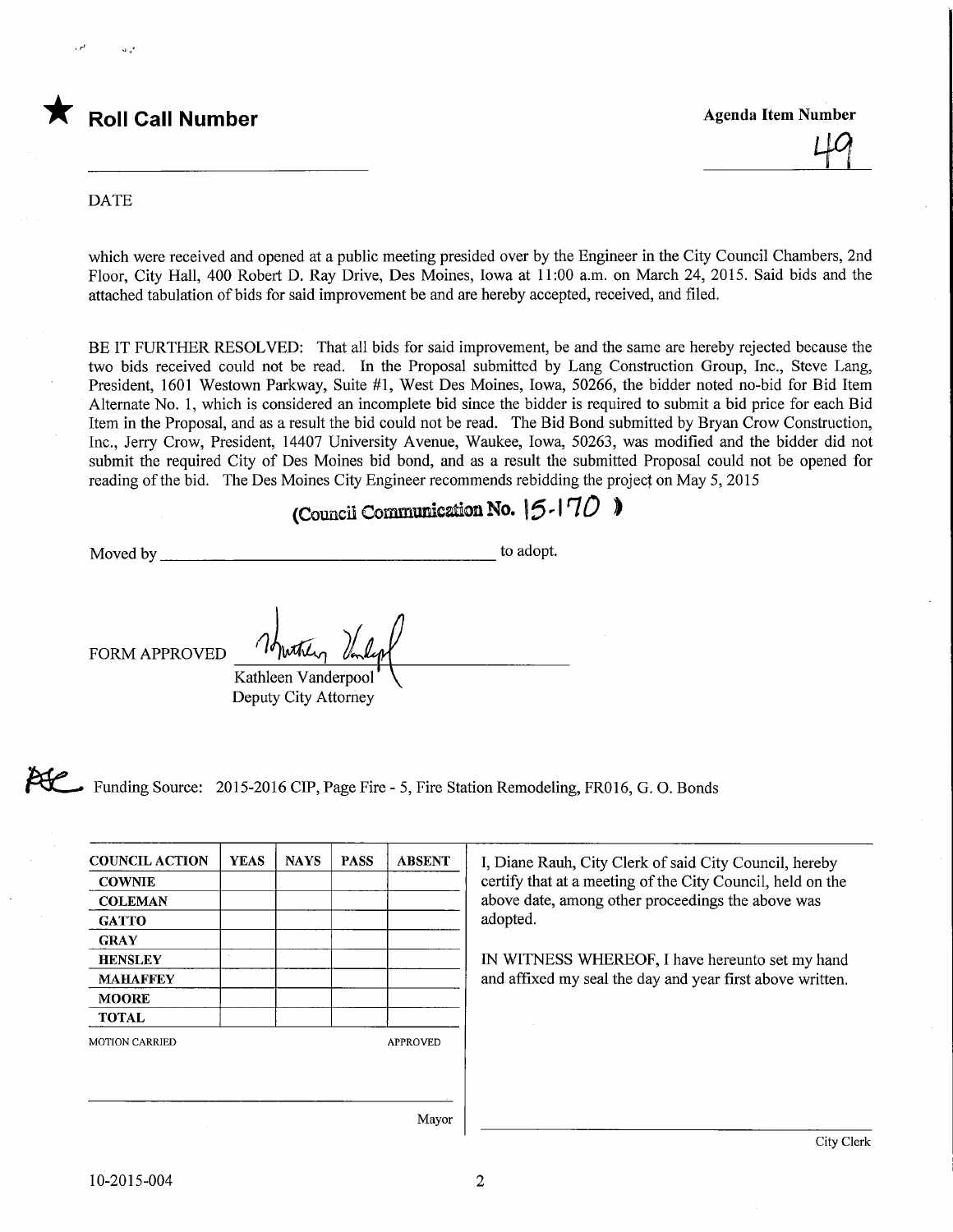★ **Roll Call Number**

**Agenda Item Number**

49

DATE

which were received and opened at a public meeting presided over by the Engineer in the City Council Chambers, 2nd Floor, City Hall, 400 Robert D. Ray Drive, Des Moines, Iowa at 11:00 a.m. on March 24, 2015. Said bids and the attached tabulation of bids for said improvement be and are hereby accepted, received, and filed.

BE IT FURTHER RESOLVED: That all bids for said improvement, be and the same are hereby rejected because the two bids received could not be read. In the Proposal submitted by Lang Construction Group, Inc., Steve Lang, President, 1601 Westown Parkway, Suite #1, West Des Moines, Iowa, 50266, the bidder noted no-bid for Bid Item Alternate No. 1, which is considered an incomplete bid since the bidder is required to submit a bid price for each Bid Item in the Proposal, and as a result the bid could not be read. The Bid Bond submitted by Bryan Crow Construction, Inc., Jerry Crow, President, 14407 University Avenue, Waukee, Iowa, 50263, was modified and the bidder did not submit the required City of Des Moines bid bond, and as a result the submitted Proposal could not be opened for reading of the bid. The Des Moines City Engineer recommends rebidding the project on May 5, 2015

(Council Communication No. 15-170)

Moved by ______________________________ to adopt.

FORM APPROVED ______________________________
Kathleen Vanderpool
Deputy City Attorney

Funding Source: 2015-2016 CIP, Page Fire - 5, Fire Station Remodeling, FR016, G. O. Bonds

| COUNCIL ACTION | YEAS | NAYS | PASS | ABSENT |
| --- | --- | --- | --- | --- |
| COWNIE | | | | |
| COLEMAN | | | | |
| GATTO | | | | |
| GRAY | | | | |
| HENSLEY | | | | |
| MAHAFFEY | | | | |
| MOORE | | | | |
| TOTAL | | | | |

MOTION CARRIED APPROVED

______________________________
Mayor

I, Diane Rauh, City Clerk of said City Council, hereby certify that at a meeting of the City Council, held on the above date, among other proceedings the above was adopted.

IN WITNESS WHEREOF, I have hereunto set my hand and affixed my seal the day and year first above written.

______________________________
City Clerk

10-2015-004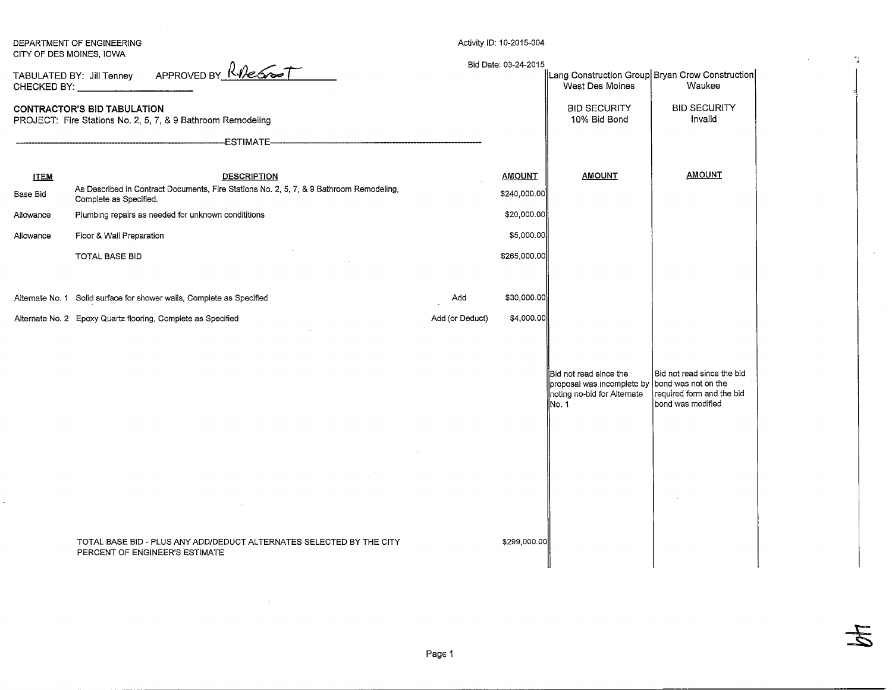DEPARTMENT OF ENGINEERING
CITY OF DES MOINES, IOWA

Activity ID: 10-2015-004

Bid Date: 03-24-2015

TABULATED BY: Jill Tenney APPROVED BY R. DeGroot
CHECKED BY: ____________________

**CONTRACTOR'S BID TABULATION**
PROJECT: Fire Stations No. 2, 5, 7, & 9 Bathroom Remodeling

| ITEM | DESCRIPTION | | ESTIMATE AMOUNT | Lang Construction Group, West Des Moines — BID SECURITY 10% Bid Bond — AMOUNT | Bryan Crow Construction, Waukee — BID SECURITY Invalid — AMOUNT |
|---|---|---|---|---|---|
| Base Bid | As Described in Contract Documents, Fire Stations No. 2, 5, 7, & 9 Bathroom Remodeling, Complete as Specified. | | $240,000.00 | | |
| Allowance | Plumbing repairs as needed for unknown condititions | | $20,000.00 | | |
| Allowance | Floor & Wall Preparation | | $5,000.00 | | |
| | TOTAL BASE BID | | $265,000.00 | | |
| Alternate No. 1 | Solid surface for shower walls, Complete as Specified | Add | $30,000.00 | | |
| Alternate No. 2 | Epoxy Quartz flooring, Complete as Specified | Add (or Deduct) | $4,000.00 | | |
| | | | | Bid not read since the proposal was incomplete by noting no-bid for Alternate No. 1 | Bid not read since the bid bond was not on the required form and the bid bond was modified |
| | TOTAL BASE BID - PLUS ANY ADD/DEDUCT ALTERNATES SELECTED BY THE CITY | | $299,000.00 | | |
| | PERCENT OF ENGINEER'S ESTIMATE | | | | |